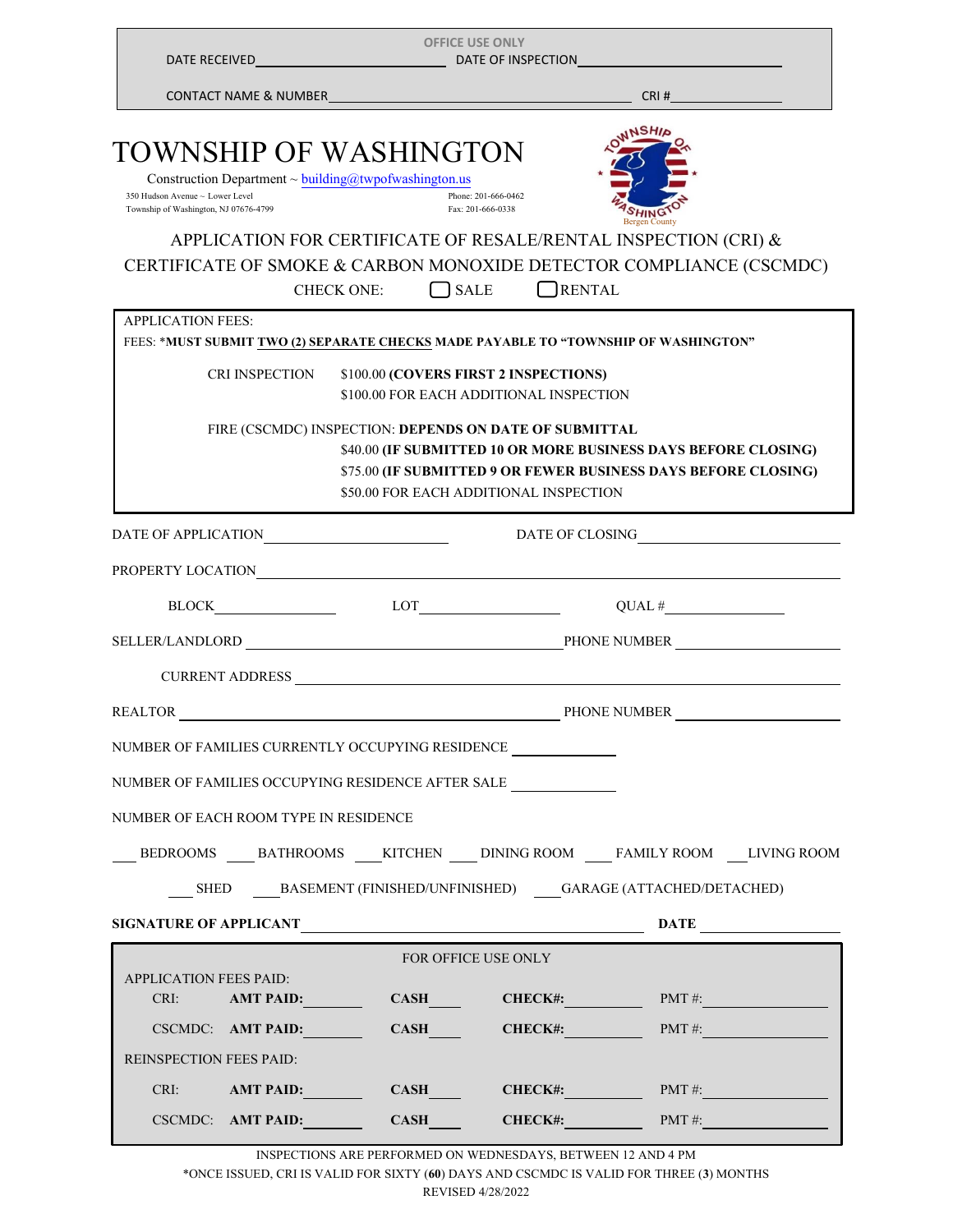OFFICE USE ONLY

DATE RECEIVED________________ DATE OF INSPECTION________________

CONTACT NAME & NUMBER________________________________ CRI #____________

# TOWNSHIP OF WASHINGTON

Construction Department ~ building@twpofwashington.us

350 Hudson Avenue ~ Lower Level
Township of Washington, NJ 07676-4799

Phone: 201-666-0462
Fax: 201-666-0338

## APPLICATION FOR CERTIFICATE OF RESALE/RENTAL INSPECTION (CRI) & CERTIFICATE OF SMOKE & CARBON MONOXIDE DETECTOR COMPLIANCE (CSCMDC)

CHECK ONE: ☐ SALE ☐ RENTAL

APPLICATION FEES:

FEES: ***MUST SUBMIT TWO (2) SEPARATE CHECKS MADE PAYABLE TO "TOWNSHIP OF WASHINGTON"**

CRI INSPECTION $100.00 **(COVERS FIRST 2 INSPECTIONS)**
$100.00 FOR EACH ADDITIONAL INSPECTION

FIRE (CSCMDC) INSPECTION: **DEPENDS ON DATE OF SUBMITTAL**
$40.00 **(IF SUBMITTED 10 OR MORE BUSINESS DAYS BEFORE CLOSING)**
$75.00 **(IF SUBMITTED 9 OR FEWER BUSINESS DAYS BEFORE CLOSING)**
$50.00 FOR EACH ADDITIONAL INSPECTION

DATE OF APPLICATION________________ DATE OF CLOSING________________

PROPERTY LOCATION________________________________

BLOCK____________ LOT____________ QUAL #____________

SELLER/LANDLORD________________________ PHONE NUMBER____________

CURRENT ADDRESS________________________________

REALTOR________________________ PHONE NUMBER____________

NUMBER OF FAMILIES CURRENTLY OCCUPYING RESIDENCE ________

NUMBER OF FAMILIES OCCUPYING RESIDENCE AFTER SALE ________

NUMBER OF EACH ROOM TYPE IN RESIDENCE

___ BEDROOMS ___ BATHROOMS ___ KITCHEN ___ DINING ROOM ___ FAMILY ROOM ___ LIVING ROOM

___ SHED ___ BASEMENT (FINISHED/UNFINISHED) ___ GARAGE (ATTACHED/DETACHED)

**SIGNATURE OF APPLICANT**________________________ **DATE**____________

FOR OFFICE USE ONLY

APPLICATION FEES PAID:

| | | | | |
|---|---|---|---|---|
| CRI: | **AMT PAID:** | **CASH** | **CHECK#:** | PMT #: |
| CSCMDC: | **AMT PAID:** | **CASH** | **CHECK#:** | PMT #: |

REINSPECTION FEES PAID:

| | | | | |
|---|---|---|---|---|
| CRI: | **AMT PAID:** | **CASH** | **CHECK#:** | PMT #: |
| CSCMDC: | **AMT PAID:** | **CASH** | **CHECK#:** | PMT #: |

INSPECTIONS ARE PERFORMED ON WEDNESDAYS, BETWEEN 12 AND 4 PM

*ONCE ISSUED, CRI IS VALID FOR SIXTY (**60**) DAYS AND CSCMDC IS VALID FOR THREE (**3**) MONTHS

REVISED 4/28/2022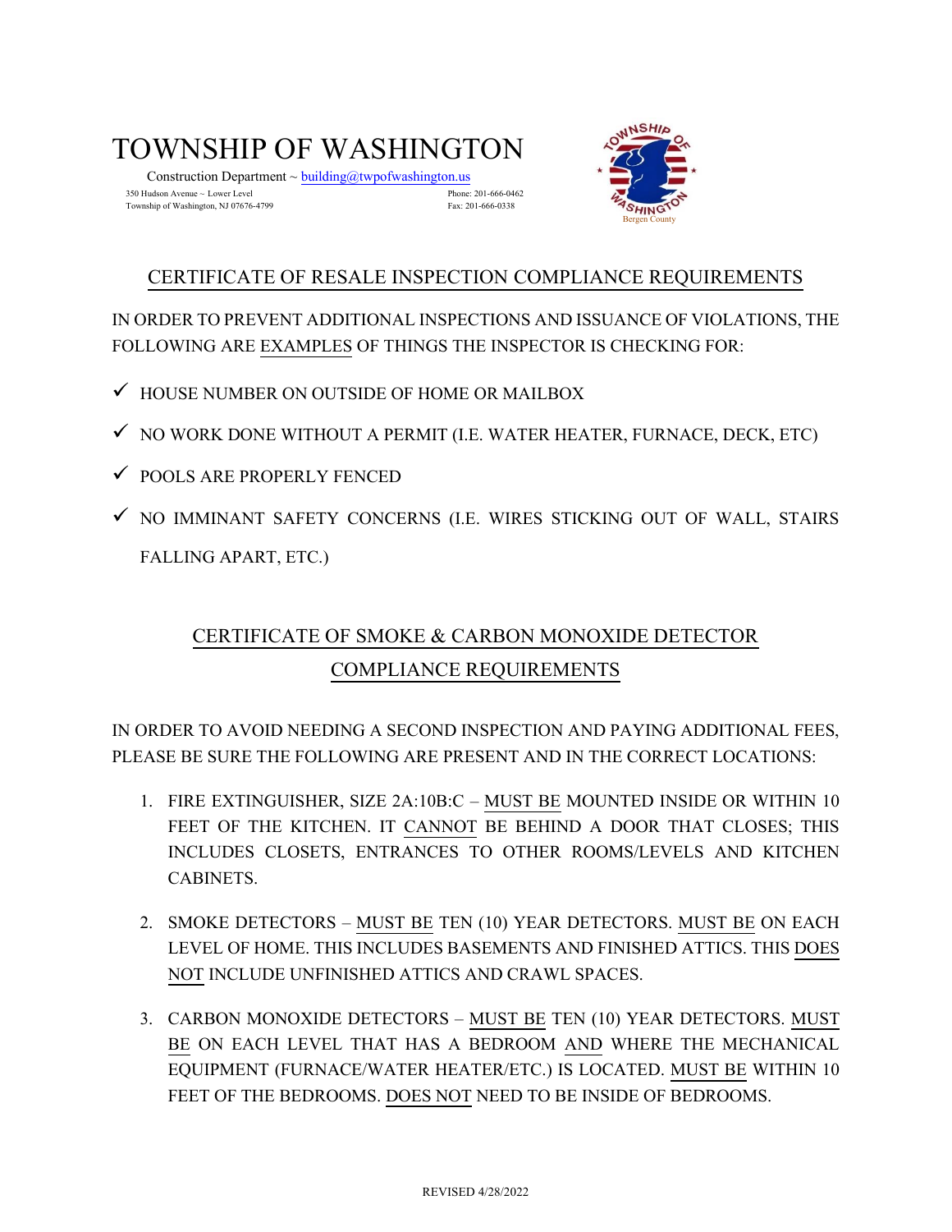# TOWNSHIP OF WASHINGTON

Construction Department ~ building@twpofwashington.us

350 Hudson Avenue ~ Lower Level
Township of Washington, NJ 07676-4799

Phone: 201-666-0462
Fax: 201-666-0338

## CERTIFICATE OF RESALE INSPECTION COMPLIANCE REQUIREMENTS

IN ORDER TO PREVENT ADDITIONAL INSPECTIONS AND ISSUANCE OF VIOLATIONS, THE FOLLOWING ARE EXAMPLES OF THINGS THE INSPECTOR IS CHECKING FOR:

- ✓ HOUSE NUMBER ON OUTSIDE OF HOME OR MAILBOX
- ✓ NO WORK DONE WITHOUT A PERMIT (I.E. WATER HEATER, FURNACE, DECK, ETC)
- ✓ POOLS ARE PROPERLY FENCED
- ✓ NO IMMINANT SAFETY CONCERNS (I.E. WIRES STICKING OUT OF WALL, STAIRS FALLING APART, ETC.)

## CERTIFICATE OF SMOKE & CARBON MONOXIDE DETECTOR COMPLIANCE REQUIREMENTS

IN ORDER TO AVOID NEEDING A SECOND INSPECTION AND PAYING ADDITIONAL FEES, PLEASE BE SURE THE FOLLOWING ARE PRESENT AND IN THE CORRECT LOCATIONS:

1. FIRE EXTINGUISHER, SIZE 2A:10B:C – MUST BE MOUNTED INSIDE OR WITHIN 10 FEET OF THE KITCHEN. IT CANNOT BE BEHIND A DOOR THAT CLOSES; THIS INCLUDES CLOSETS, ENTRANCES TO OTHER ROOMS/LEVELS AND KITCHEN CABINETS.
2. SMOKE DETECTORS – MUST BE TEN (10) YEAR DETECTORS. MUST BE ON EACH LEVEL OF HOME. THIS INCLUDES BASEMENTS AND FINISHED ATTICS. THIS DOES NOT INCLUDE UNFINISHED ATTICS AND CRAWL SPACES.
3. CARBON MONOXIDE DETECTORS – MUST BE TEN (10) YEAR DETECTORS. MUST BE ON EACH LEVEL THAT HAS A BEDROOM AND WHERE THE MECHANICAL EQUIPMENT (FURNACE/WATER HEATER/ETC.) IS LOCATED. MUST BE WITHIN 10 FEET OF THE BEDROOMS. DOES NOT NEED TO BE INSIDE OF BEDROOMS.

REVISED 4/28/2022